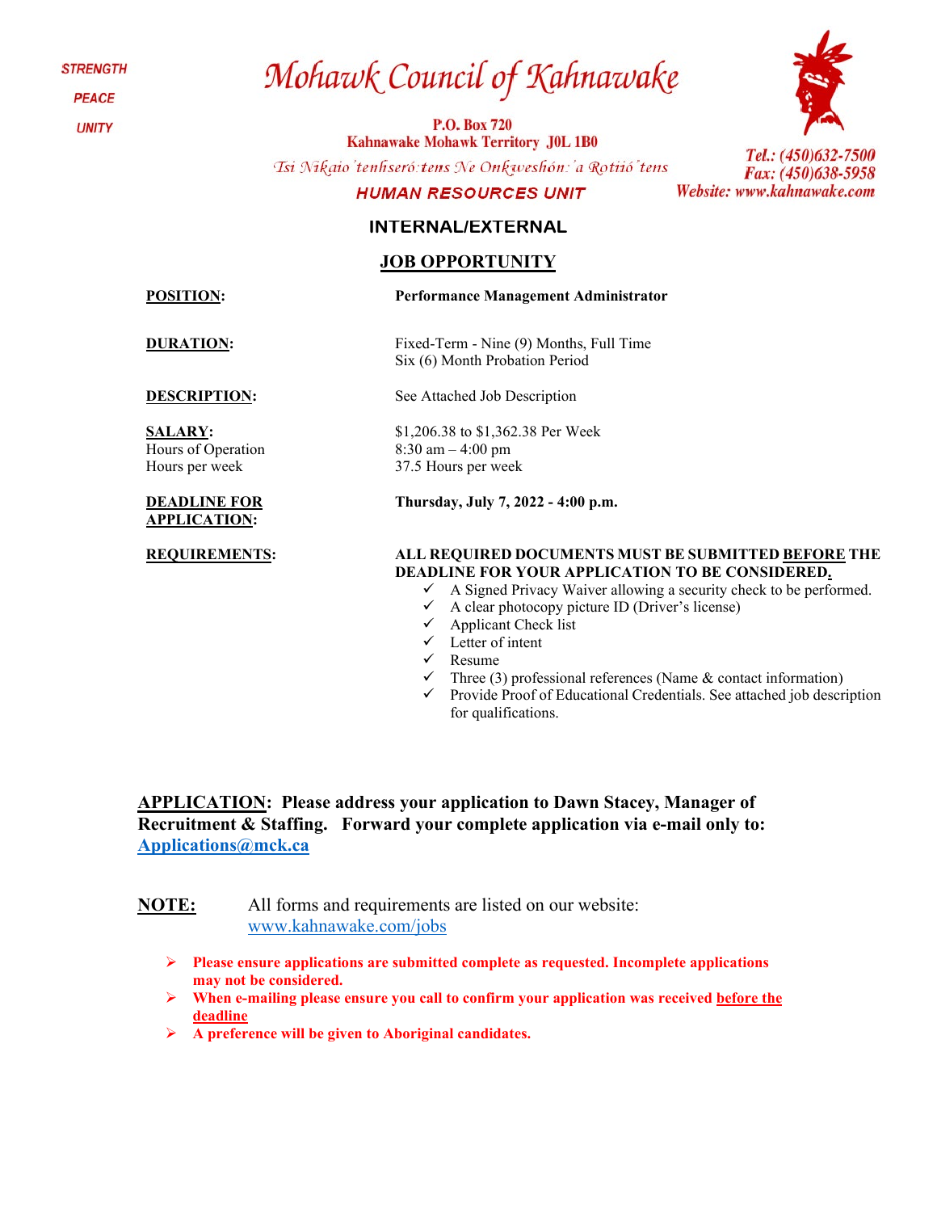STRENGTH

PEACE

UNITY

# Mohawk Council of Kahnawake

**P.O. Box 720**
**Kahnawake Mohawk Territory J0L 1B0**

*Tsi Nikaio'tenhseró:tens Ne Onkwehón:'a Rotiió'tens*

**HUMAN RESOURCES UNIT**

*Tel.: (450)632-7500*
*Fax: (450)638-5958*
*Website: www.kahnawake.com*

## INTERNAL/EXTERNAL

## JOB OPPORTUNITY

**POSITION:** **Performance Management Administrator**

**DURATION:** Fixed-Term - Nine (9) Months, Full Time
Six (6) Month Probation Period

**DESCRIPTION:** See Attached Job Description

**SALARY:** $1,206.38 to $1,362.38 Per Week
Hours of Operation: 8:30 am – 4:00 pm
Hours per week: 37.5 Hours per week

**DEADLINE FOR APPLICATION:** **Thursday, July 7, 2022 - 4:00 p.m.**

**REQUIREMENTS:** **ALL REQUIRED DOCUMENTS MUST BE SUBMITTED BEFORE THE DEADLINE FOR YOUR APPLICATION TO BE CONSIDERED.**

- ✓ A Signed Privacy Waiver allowing a security check to be performed.
- ✓ A clear photocopy picture ID (Driver's license)
- ✓ Applicant Check list
- ✓ Letter of intent
- ✓ Resume
- ✓ Three (3) professional references (Name & contact information)
- ✓ Provide Proof of Educational Credentials. See attached job description for qualifications.

**APPLICATION: Please address your application to Dawn Stacey, Manager of Recruitment & Staffing. Forward your complete application via e-mail only to: Applications@mck.ca**

**NOTE:** All forms and requirements are listed on our website: www.kahnawake.com/jobs

- **Please ensure applications are submitted complete as requested. Incomplete applications may not be considered.**
- **When e-mailing please ensure you call to confirm your application was received before the deadline**
- **A preference will be given to Aboriginal candidates.**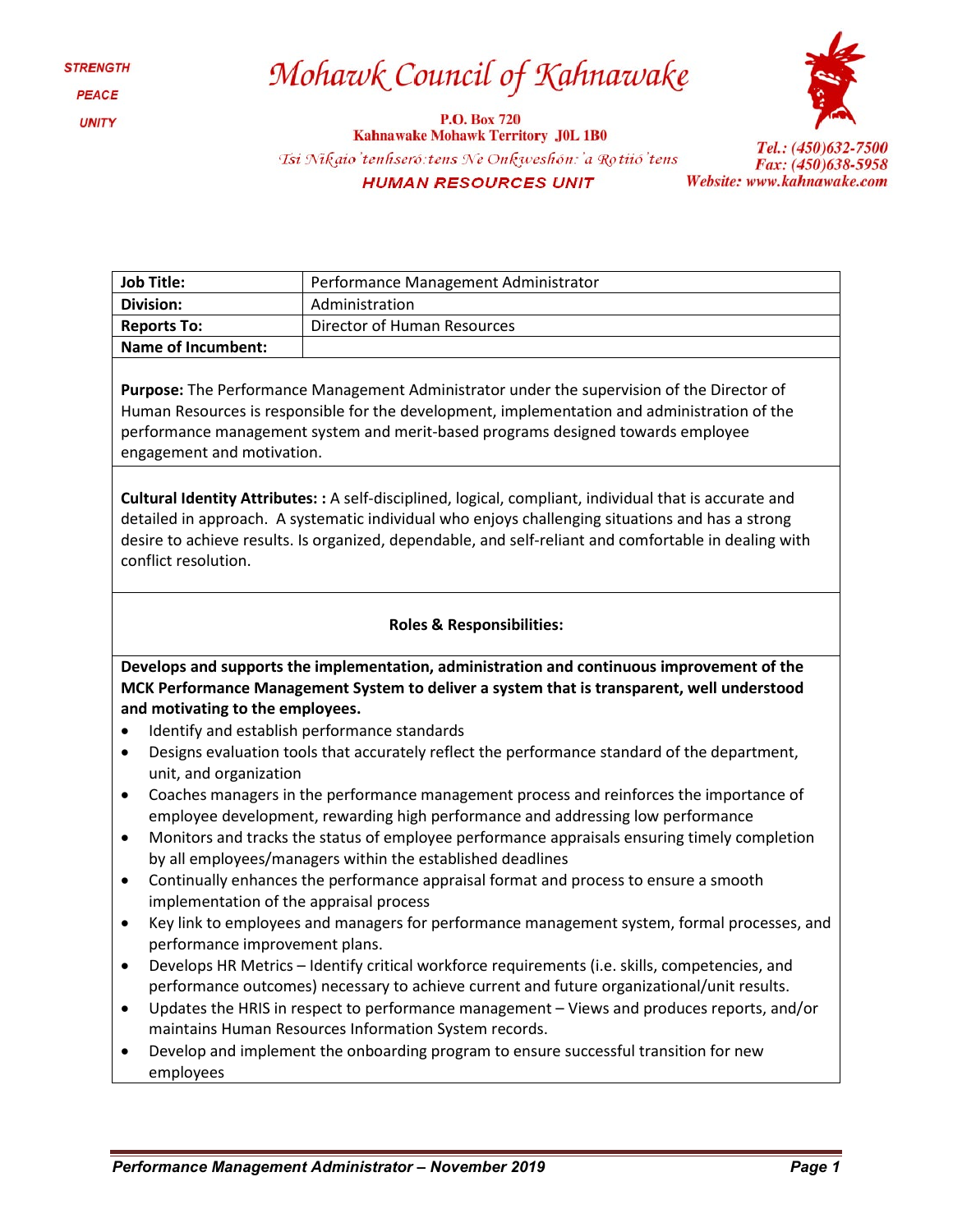STRENGTH

PEACE

UNITY

# Mohawk Council of Kahnawake

**P.O. Box 720**
**Kahnawake Mohawk Territory J0L 1B0**

*Tsi Nikaio'tenhserò:tens Ne Onkweshòn:'a Rotiió'tens*

**HUMAN RESOURCES UNIT**

*Tel.: (450)632-7500*
*Fax: (450)638-5958*
*Website: www.kahnawake.com*

| **Job Title:** | Performance Management Administrator |
|---|---|
| **Division:** | Administration |
| **Reports To:** | Director of Human Resources |
| **Name of Incumbent:** | |

**Purpose:** The Performance Management Administrator under the supervision of the Director of Human Resources is responsible for the development, implementation and administration of the performance management system and merit-based programs designed towards employee engagement and motivation.

**Cultural Identity Attributes: :** A self-disciplined, logical, compliant, individual that is accurate and detailed in approach. A systematic individual who enjoys challenging situations and has a strong desire to achieve results. Is organized, dependable, and self-reliant and comfortable in dealing with conflict resolution.

**Roles & Responsibilities:**

**Develops and supports the implementation, administration and continuous improvement of the MCK Performance Management System to deliver a system that is transparent, well understood and motivating to the employees.**

- Identify and establish performance standards
- Designs evaluation tools that accurately reflect the performance standard of the department, unit, and organization
- Coaches managers in the performance management process and reinforces the importance of employee development, rewarding high performance and addressing low performance
- Monitors and tracks the status of employee performance appraisals ensuring timely completion by all employees/managers within the established deadlines
- Continually enhances the performance appraisal format and process to ensure a smooth implementation of the appraisal process
- Key link to employees and managers for performance management system, formal processes, and performance improvement plans.
- Develops HR Metrics – Identify critical workforce requirements (i.e. skills, competencies, and performance outcomes) necessary to achieve current and future organizational/unit results.
- Updates the HRIS in respect to performance management – Views and produces reports, and/or maintains Human Resources Information System records.
- Develop and implement the onboarding program to ensure successful transition for new employees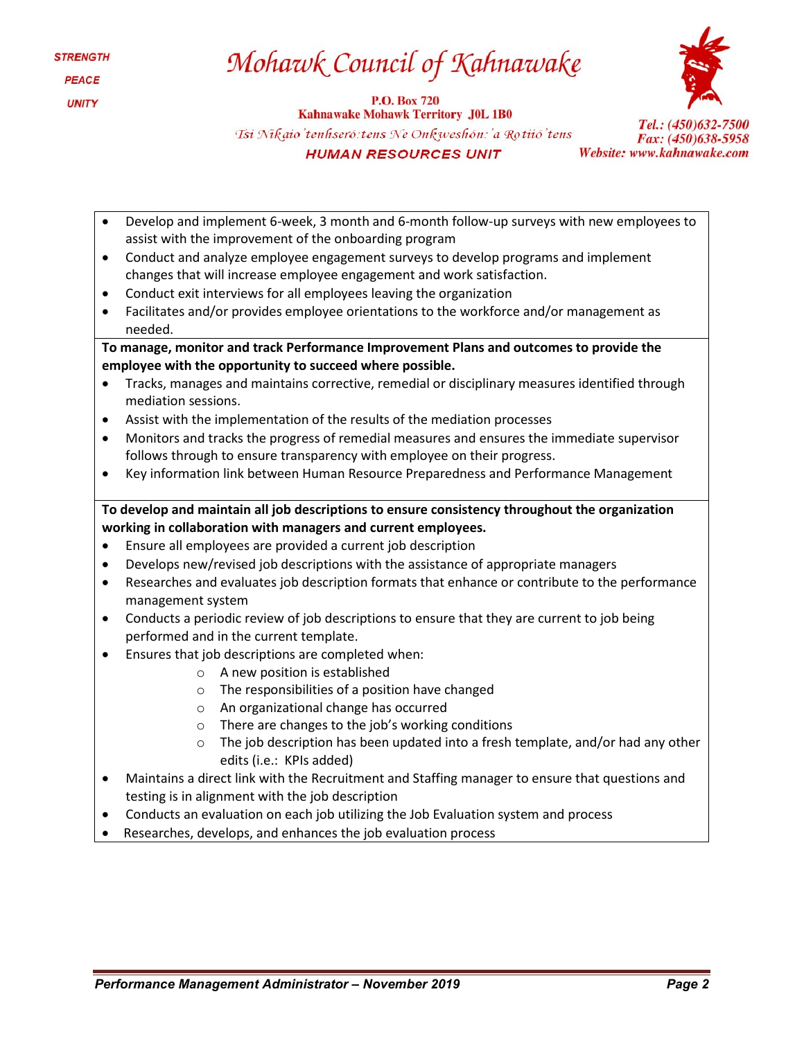- Develop and implement 6-week, 3 month and 6-month follow-up surveys with new employees to assist with the improvement of the onboarding program
- Conduct and analyze employee engagement surveys to develop programs and implement changes that will increase employee engagement and work satisfaction.
- Conduct exit interviews for all employees leaving the organization
- Facilitates and/or provides employee orientations to the workforce and/or management as needed.

**To manage, monitor and track Performance Improvement Plans and outcomes to provide the employee with the opportunity to succeed where possible.**

- Tracks, manages and maintains corrective, remedial or disciplinary measures identified through mediation sessions.
- Assist with the implementation of the results of the mediation processes
- Monitors and tracks the progress of remedial measures and ensures the immediate supervisor follows through to ensure transparency with employee on their progress.
- Key information link between Human Resource Preparedness and Performance Management

**To develop and maintain all job descriptions to ensure consistency throughout the organization working in collaboration with managers and current employees.**

- Ensure all employees are provided a current job description
- Develops new/revised job descriptions with the assistance of appropriate managers
- Researches and evaluates job description formats that enhance or contribute to the performance management system
- Conducts a periodic review of job descriptions to ensure that they are current to job being performed and in the current template.
- Ensures that job descriptions are completed when:
  - A new position is established
  - The responsibilities of a position have changed
  - An organizational change has occurred
  - There are changes to the job's working conditions
  - The job description has been updated into a fresh template, and/or had any other edits (i.e.: KPIs added)
- Maintains a direct link with the Recruitment and Staffing manager to ensure that questions and testing is in alignment with the job description
- Conducts an evaluation on each job utilizing the Job Evaluation system and process
- Researches, develops, and enhances the job evaluation process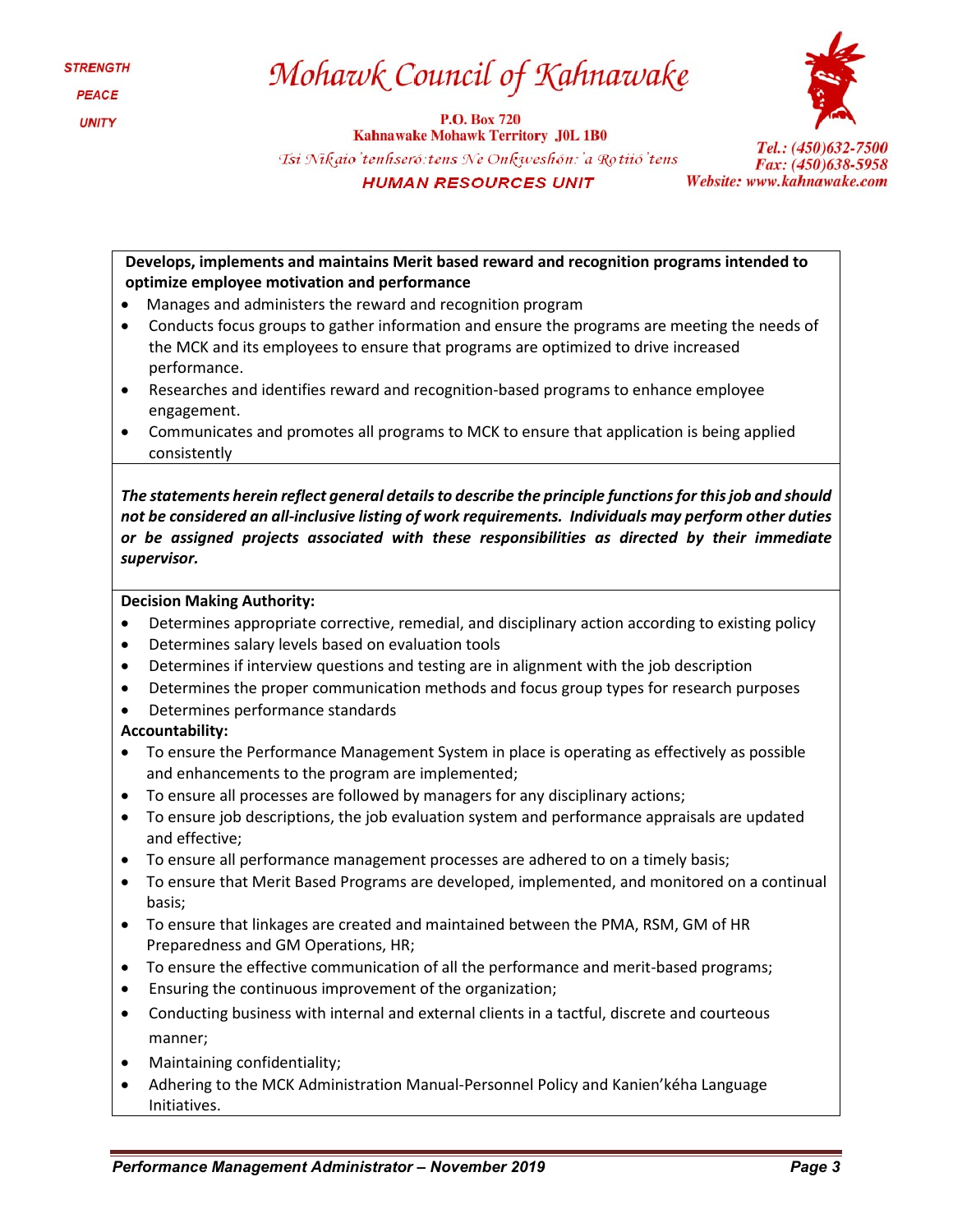**Develops, implements and maintains Merit based reward and recognition programs intended to optimize employee motivation and performance**

- Manages and administers the reward and recognition program
- Conducts focus groups to gather information and ensure the programs are meeting the needs of the MCK and its employees to ensure that programs are optimized to drive increased performance.
- Researches and identifies reward and recognition-based programs to enhance employee engagement.
- Communicates and promotes all programs to MCK to ensure that application is being applied consistently

***The statements herein reflect general details to describe the principle functions for this job and should not be considered an all-inclusive listing of work requirements. Individuals may perform other duties or be assigned projects associated with these responsibilities as directed by their immediate supervisor.***

**Decision Making Authority:**

- Determines appropriate corrective, remedial, and disciplinary action according to existing policy
- Determines salary levels based on evaluation tools
- Determines if interview questions and testing are in alignment with the job description
- Determines the proper communication methods and focus group types for research purposes
- Determines performance standards

**Accountability:**

- To ensure the Performance Management System in place is operating as effectively as possible and enhancements to the program are implemented;
- To ensure all processes are followed by managers for any disciplinary actions;
- To ensure job descriptions, the job evaluation system and performance appraisals are updated and effective;
- To ensure all performance management processes are adhered to on a timely basis;
- To ensure that Merit Based Programs are developed, implemented, and monitored on a continual basis;
- To ensure that linkages are created and maintained between the PMA, RSM, GM of HR Preparedness and GM Operations, HR;
- To ensure the effective communication of all the performance and merit-based programs;
- Ensuring the continuous improvement of the organization;
- Conducting business with internal and external clients in a tactful, discrete and courteous manner;
- Maintaining confidentiality;
- Adhering to the MCK Administration Manual-Personnel Policy and Kanien'kéha Language Initiatives.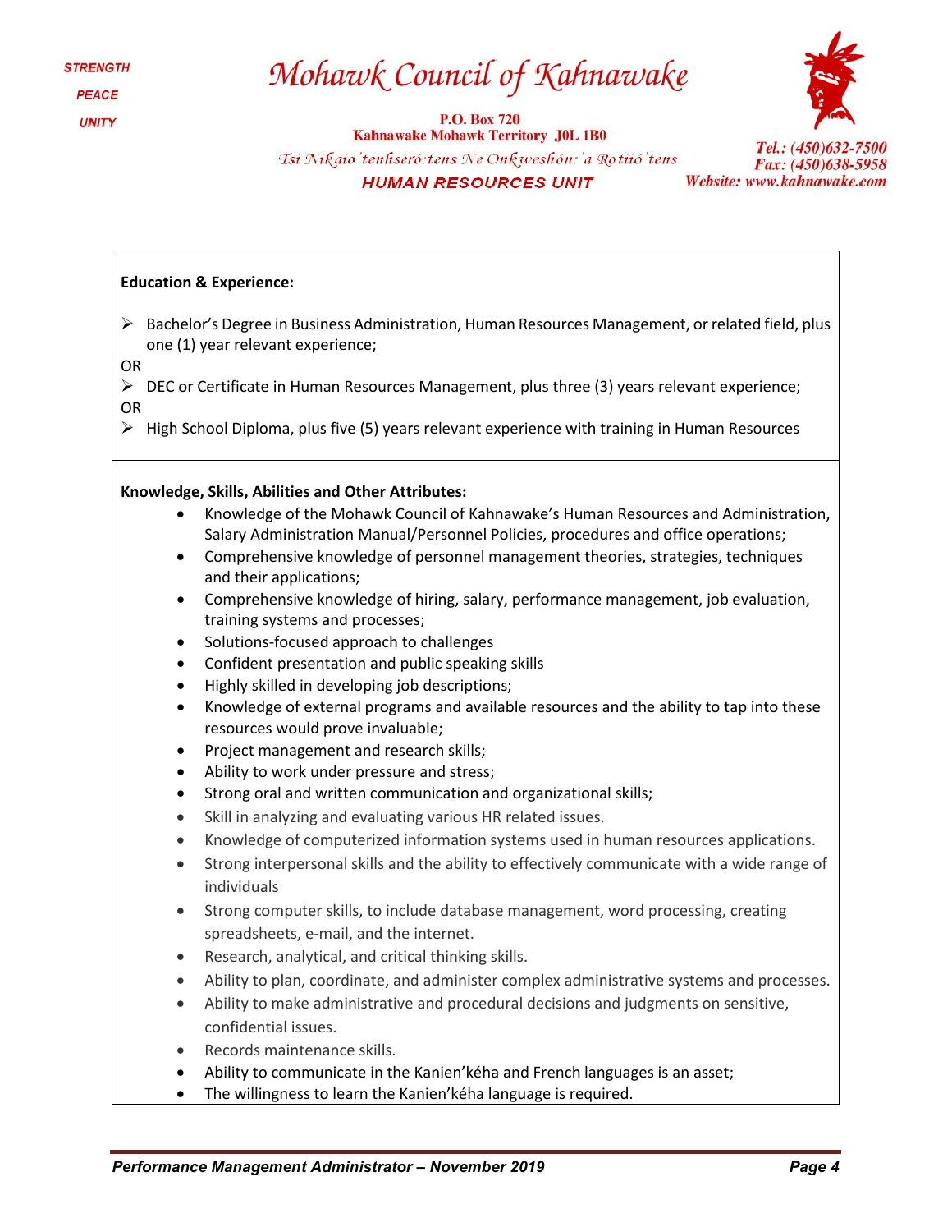**Education & Experience:**

- Bachelor's Degree in Business Administration, Human Resources Management, or related field, plus one (1) year relevant experience;

OR

- DEC or Certificate in Human Resources Management, plus three (3) years relevant experience;

OR

- High School Diploma, plus five (5) years relevant experience with training in Human Resources

**Knowledge, Skills, Abilities and Other Attributes:**

- Knowledge of the Mohawk Council of Kahnawake's Human Resources and Administration, Salary Administration Manual/Personnel Policies, procedures and office operations;
- Comprehensive knowledge of personnel management theories, strategies, techniques and their applications;
- Comprehensive knowledge of hiring, salary, performance management, job evaluation, training systems and processes;
- Solutions-focused approach to challenges
- Confident presentation and public speaking skills
- Highly skilled in developing job descriptions;
- Knowledge of external programs and available resources and the ability to tap into these resources would prove invaluable;
- Project management and research skills;
- Ability to work under pressure and stress;
- Strong oral and written communication and organizational skills;
- Skill in analyzing and evaluating various HR related issues.
- Knowledge of computerized information systems used in human resources applications.
- Strong interpersonal skills and the ability to effectively communicate with a wide range of individuals
- Strong computer skills, to include database management, word processing, creating spreadsheets, e-mail, and the internet.
- Research, analytical, and critical thinking skills.
- Ability to plan, coordinate, and administer complex administrative systems and processes.
- Ability to make administrative and procedural decisions and judgments on sensitive, confidential issues.
- Records maintenance skills.
- Ability to communicate in the Kanien'kéha and French languages is an asset;
- The willingness to learn the Kanien'kéha language is required.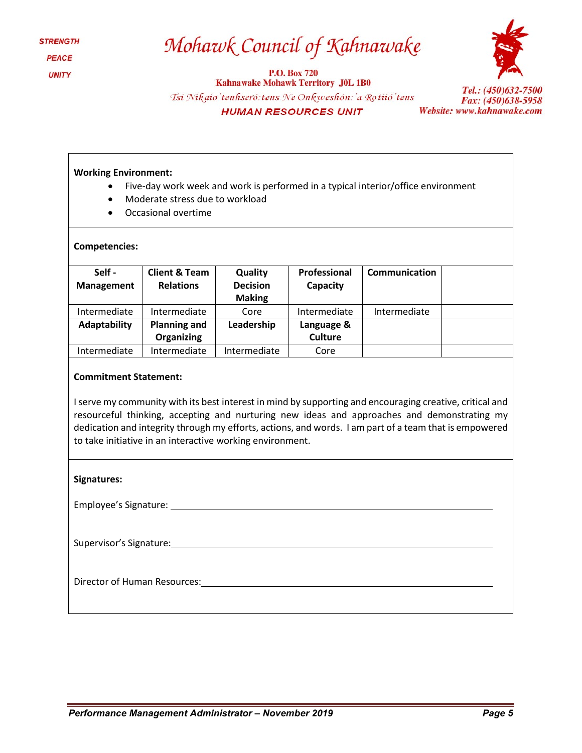**Working Environment:**

- Five-day work week and work is performed in a typical interior/office environment
- Moderate stress due to workload
- Occasional overtime

**Competencies:**

| Self - Management | Client & Team Relations | Quality Decision Making | Professional Capacity | Communication | |
|---|---|---|---|---|---|
| Intermediate | Intermediate | Core | Intermediate | Intermediate | |
| **Adaptability** | **Planning and Organizing** | **Leadership** | **Language & Culture** | | |
| Intermediate | Intermediate | Intermediate | Core | | |

**Commitment Statement:**

I serve my community with its best interest in mind by supporting and encouraging creative, critical and resourceful thinking, accepting and nurturing new ideas and approaches and demonstrating my dedication and integrity through my efforts, actions, and words. I am part of a team that is empowered to take initiative in an interactive working environment.

**Signatures:**

Employee's Signature: ______________________________

Supervisor's Signature: ______________________________

Director of Human Resources: ______________________________